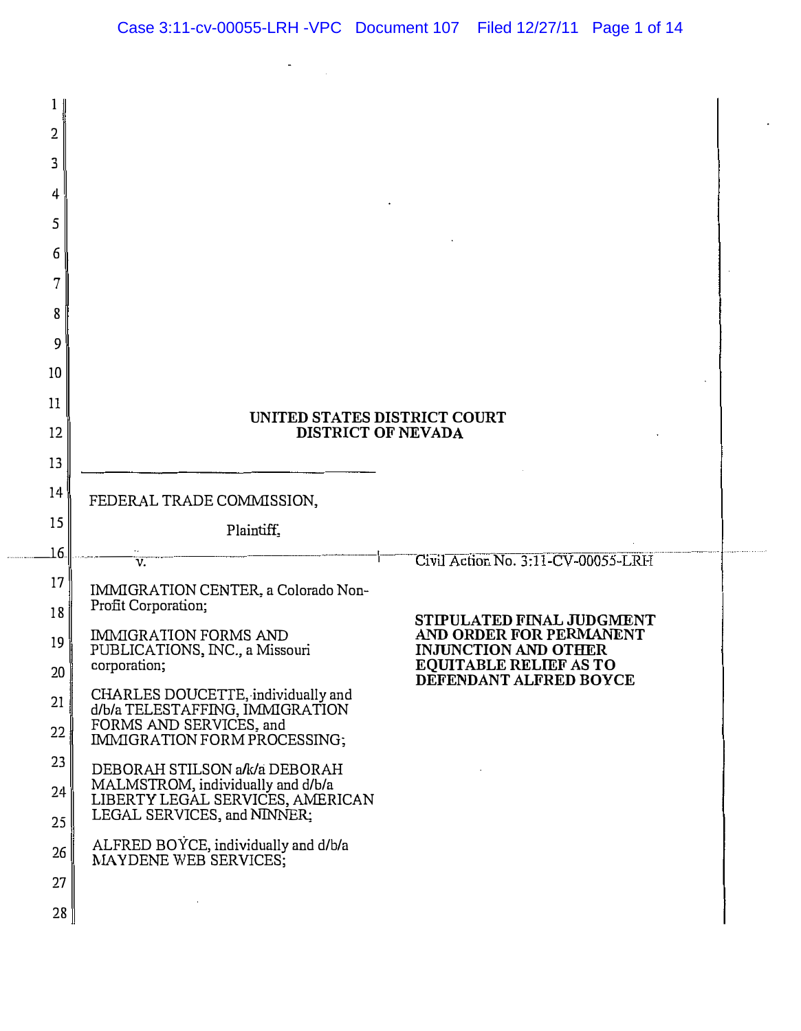# UNITED STATES DISTRICT COURT
## DISTRICT OF NEVADA

FEDERAL TRADE COMMISSION,

Plaintiff,

v.

IMMIGRATION CENTER, a Colorado Non-Profit Corporation;

IMMIGRATION FORMS AND PUBLICATIONS, INC., a Missouri corporation;

CHARLES DOUCETTE, individually and d/b/a TELESTAFFING, IMMIGRATION FORMS AND SERVICES, and IMMIGRATION FORM PROCESSING;

DEBORAH STILSON a/k/a DEBORAH MALMSTROM, individually and d/b/a LIBERTY LEGAL SERVICES, AMERICAN LEGAL SERVICES, and NINNER;

ALFRED BOYCE, individually and d/b/a MAYDENE WEB SERVICES;

Civil Action No. 3:11-CV-00055-LRH

**STIPULATED FINAL JUDGMENT AND ORDER FOR PERMANENT INJUNCTION AND OTHER EQUITABLE RELIEF AS TO DEFENDANT ALFRED BOYCE**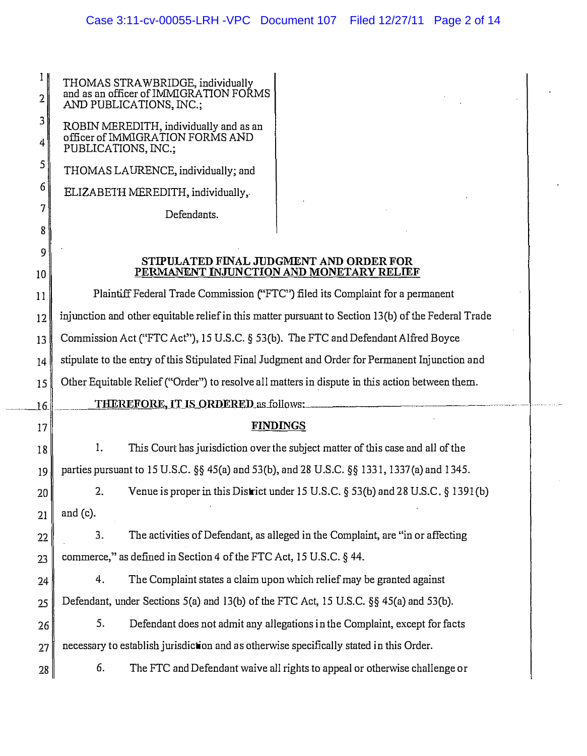THOMAS STRAWBRIDGE, individually and as an officer of IMMIGRATION FORMS AND PUBLICATIONS, INC.;

ROBIN MEREDITH, individually and as an officer of IMMIGRATION FORMS AND PUBLICATIONS, INC.;

THOMAS LAURENCE, individually; and

ELIZABETH MEREDITH, individually,

Defendants.

## STIPULATED FINAL JUDGMENT AND ORDER FOR PERMANENT INJUNCTION AND MONETARY RELIEF

Plaintiff Federal Trade Commission ("FTC") filed its Complaint for a permanent injunction and other equitable relief in this matter pursuant to Section 13(b) of the Federal Trade Commission Act ("FTC Act"), 15 U.S.C. § 53(b). The FTC and Defendant Alfred Boyce stipulate to the entry of this Stipulated Final Judgment and Order for Permanent Injunction and Other Equitable Relief ("Order") to resolve all matters in dispute in this action between them.

**THEREFORE, IT IS ORDERED** as follows:

### FINDINGS

1. This Court has jurisdiction over the subject matter of this case and all of the parties pursuant to 15 U.S.C. §§ 45(a) and 53(b), and 28 U.S.C. §§ 1331, 1337(a) and 1345.

2. Venue is proper in this District under 15 U.S.C. § 53(b) and 28 U.S.C. § 1391(b) and (c).

3. The activities of Defendant, as alleged in the Complaint, are "in or affecting commerce," as defined in Section 4 of the FTC Act, 15 U.S.C. § 44.

4. The Complaint states a claim upon which relief may be granted against Defendant, under Sections 5(a) and 13(b) of the FTC Act, 15 U.S.C. §§ 45(a) and 53(b).

5. Defendant does not admit any allegations in the Complaint, except for facts necessary to establish jurisdiction and as otherwise specifically stated in this Order.

6. The FTC and Defendant waive all rights to appeal or otherwise challenge or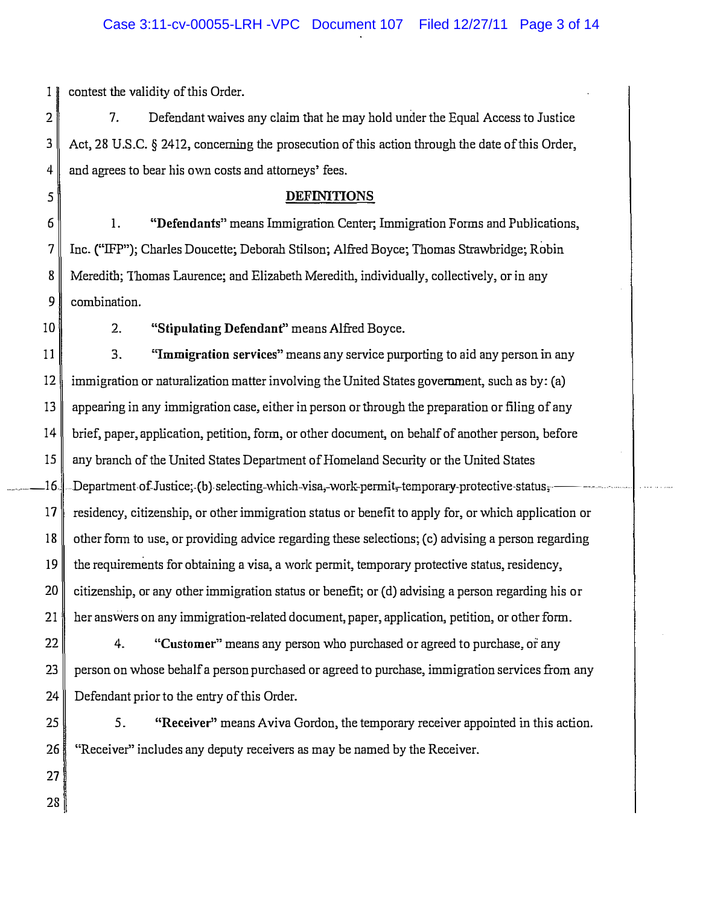contest the validity of this Order.

7. Defendant waives any claim that he may hold under the Equal Access to Justice Act, 28 U.S.C. § 2412, concerning the prosecution of this action through the date of this Order, and agrees to bear his own costs and attorneys' fees.

## DEFINITIONS

1. **"Defendants"** means Immigration Center; Immigration Forms and Publications, Inc. ("IFP"); Charles Doucette; Deborah Stilson; Alfred Boyce; Thomas Strawbridge; Robin Meredith; Thomas Laurence; and Elizabeth Meredith, individually, collectively, or in any combination.

2. **"Stipulating Defendant"** means Alfred Boyce.

3. **"Immigration services"** means any service purporting to aid any person in any immigration or naturalization matter involving the United States government, such as by: (a) appearing in any immigration case, either in person or through the preparation or filing of any brief, paper, application, petition, form, or other document, on behalf of another person, before any branch of the United States Department of Homeland Security or the United States Department of Justice; (b) selecting which visa, work permit, temporary protective status, residency, citizenship, or other immigration status or benefit to apply for, or which application or other form to use, or providing advice regarding these selections; (c) advising a person regarding the requirements for obtaining a visa, a work permit, temporary protective status, residency, citizenship, or any other immigration status or benefit; or (d) advising a person regarding his or her answers on any immigration-related document, paper, application, petition, or other form.

4. **"Customer"** means any person who purchased or agreed to purchase, or any person on whose behalf a person purchased or agreed to purchase, immigration services from any Defendant prior to the entry of this Order.

5. **"Receiver"** means Aviva Gordon, the temporary receiver appointed in this action. "Receiver" includes any deputy receivers as may be named by the Receiver.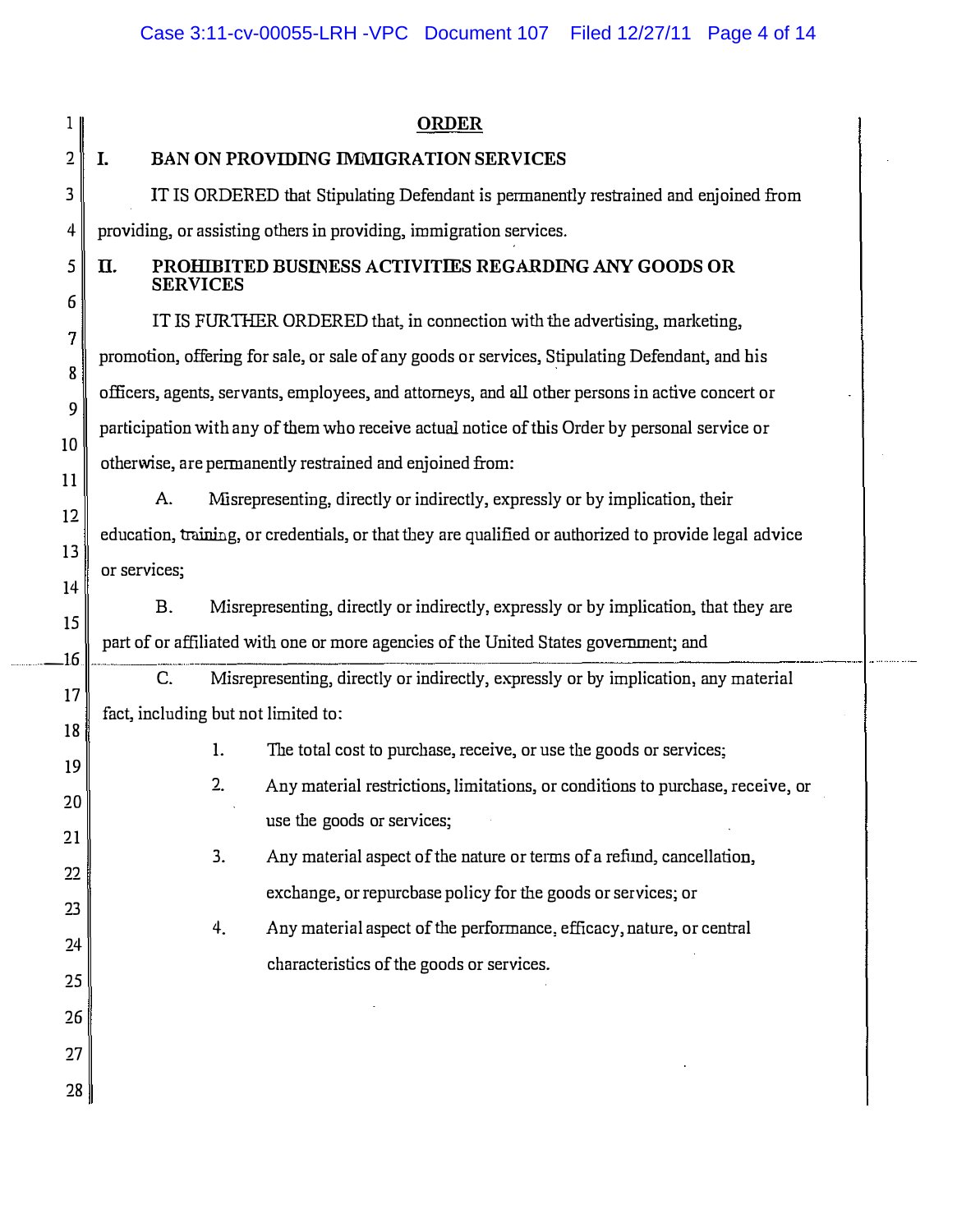# ORDER

## I. BAN ON PROVIDING IMMIGRATION SERVICES

IT IS ORDERED that Stipulating Defendant is permanently restrained and enjoined from providing, or assisting others in providing, immigration services.

## II. PROHIBITED BUSINESS ACTIVITIES REGARDING ANY GOODS OR SERVICES

IT IS FURTHER ORDERED that, in connection with the advertising, marketing, promotion, offering for sale, or sale of any goods or services, Stipulating Defendant, and his officers, agents, servants, employees, and attorneys, and all other persons in active concert or participation with any of them who receive actual notice of this Order by personal service or otherwise, are permanently restrained and enjoined from:

A. Misrepresenting, directly or indirectly, expressly or by implication, their education, training, or credentials, or that they are qualified or authorized to provide legal advice or services;

B. Misrepresenting, directly or indirectly, expressly or by implication, that they are part of or affiliated with one or more agencies of the United States government; and

C. Misrepresenting, directly or indirectly, expressly or by implication, any material fact, including but not limited to:

1. The total cost to purchase, receive, or use the goods or services;
2. Any material restrictions, limitations, or conditions to purchase, receive, or use the goods or services;
3. Any material aspect of the nature or terms of a refund, cancellation, exchange, or repurchase policy for the goods or services; or
4. Any material aspect of the performance, efficacy, nature, or central characteristics of the goods or services.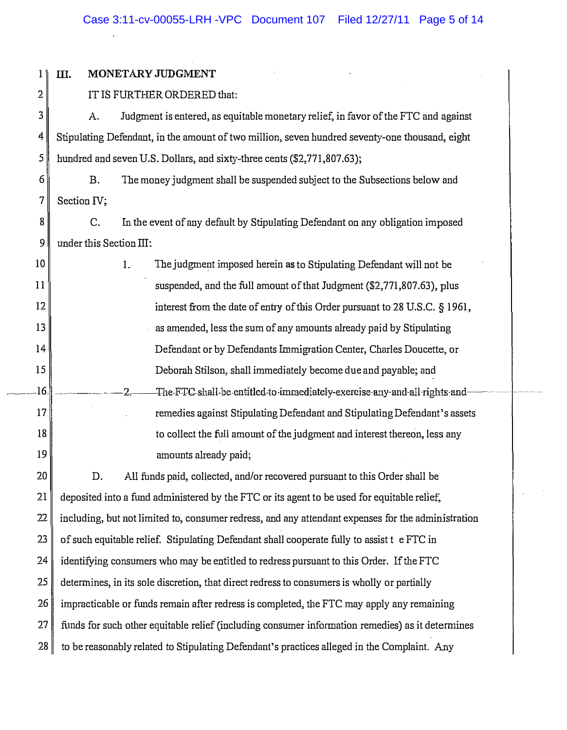## III. MONETARY JUDGMENT

IT IS FURTHER ORDERED that:

A. Judgment is entered, as equitable monetary relief, in favor of the FTC and against Stipulating Defendant, in the amount of two million, seven hundred seventy-one thousand, eight hundred and seven U.S. Dollars, and sixty-three cents ($2,771,807.63);

B. The money judgment shall be suspended subject to the Subsections below and Section IV;

C. In the event of any default by Stipulating Defendant on any obligation imposed under this Section III:

1. The judgment imposed herein as to Stipulating Defendant will not be suspended, and the full amount of that Judgment ($2,771,807.63), plus interest from the date of entry of this Order pursuant to 28 U.S.C. § 1961, as amended, less the sum of any amounts already paid by Stipulating Defendant or by Defendants Immigration Center, Charles Doucette, or Deborah Stilson, shall immediately become due and payable; and

2. The FTC shall be entitled to immediately exercise any and all rights and remedies against Stipulating Defendant and Stipulating Defendant's assets to collect the full amount of the judgment and interest thereon, less any amounts already paid;

D. All funds paid, collected, and/or recovered pursuant to this Order shall be deposited into a fund administered by the FTC or its agent to be used for equitable relief, including, but not limited to, consumer redress, and any attendant expenses for the administration of such equitable relief. Stipulating Defendant shall cooperate fully to assist t e FTC in identifying consumers who may be entitled to redress pursuant to this Order. If the FTC determines, in its sole discretion, that direct redress to consumers is wholly or partially impracticable or funds remain after redress is completed, the FTC may apply any remaining funds for such other equitable relief (including consumer information remedies) as it determines to be reasonably related to Stipulating Defendant's practices alleged in the Complaint. Any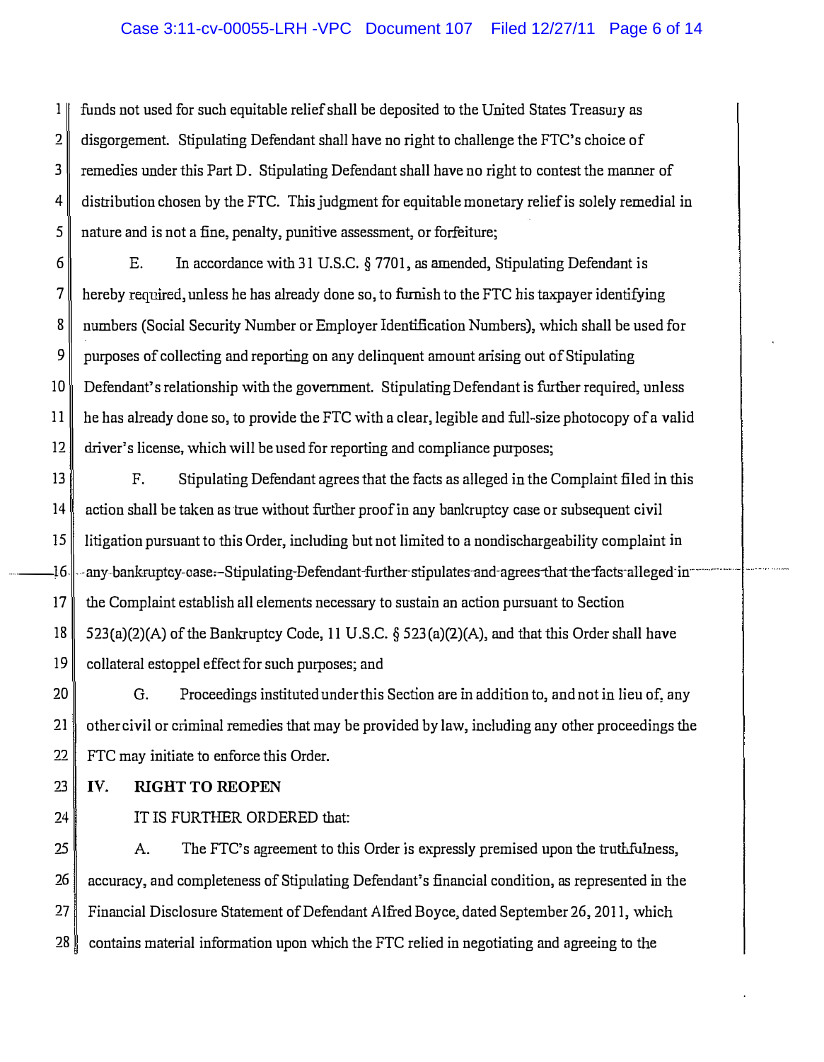funds not used for such equitable relief shall be deposited to the United States Treasury as disgorgement. Stipulating Defendant shall have no right to challenge the FTC's choice of remedies under this Part D. Stipulating Defendant shall have no right to contest the manner of distribution chosen by the FTC. This judgment for equitable monetary relief is solely remedial in nature and is not a fine, penalty, punitive assessment, or forfeiture;

E. In accordance with 31 U.S.C. § 7701, as amended, Stipulating Defendant is hereby required, unless he has already done so, to furnish to the FTC his taxpayer identifying numbers (Social Security Number or Employer Identification Numbers), which shall be used for purposes of collecting and reporting on any delinquent amount arising out of Stipulating Defendant's relationship with the government. Stipulating Defendant is further required, unless he has already done so, to provide the FTC with a clear, legible and full-size photocopy of a valid driver's license, which will be used for reporting and compliance purposes;

F. Stipulating Defendant agrees that the facts as alleged in the Complaint filed in this action shall be taken as true without further proof in any bankruptcy case or subsequent civil litigation pursuant to this Order, including but not limited to a nondischargeability complaint in any bankruptcy case. Stipulating Defendant further stipulates and agrees that the facts alleged in the Complaint establish all elements necessary to sustain an action pursuant to Section 523(a)(2)(A) of the Bankruptcy Code, 11 U.S.C. § 523(a)(2)(A), and that this Order shall have collateral estoppel effect for such purposes; and

G. Proceedings instituted under this Section are in addition to, and not in lieu of, any other civil or criminal remedies that may be provided by law, including any other proceedings the FTC may initiate to enforce this Order.

## IV. RIGHT TO REOPEN

IT IS FURTHER ORDERED that:

A. The FTC's agreement to this Order is expressly premised upon the truthfulness, accuracy, and completeness of Stipulating Defendant's financial condition, as represented in the Financial Disclosure Statement of Defendant Alfred Boyce, dated September 26, 2011, which contains material information upon which the FTC relied in negotiating and agreeing to the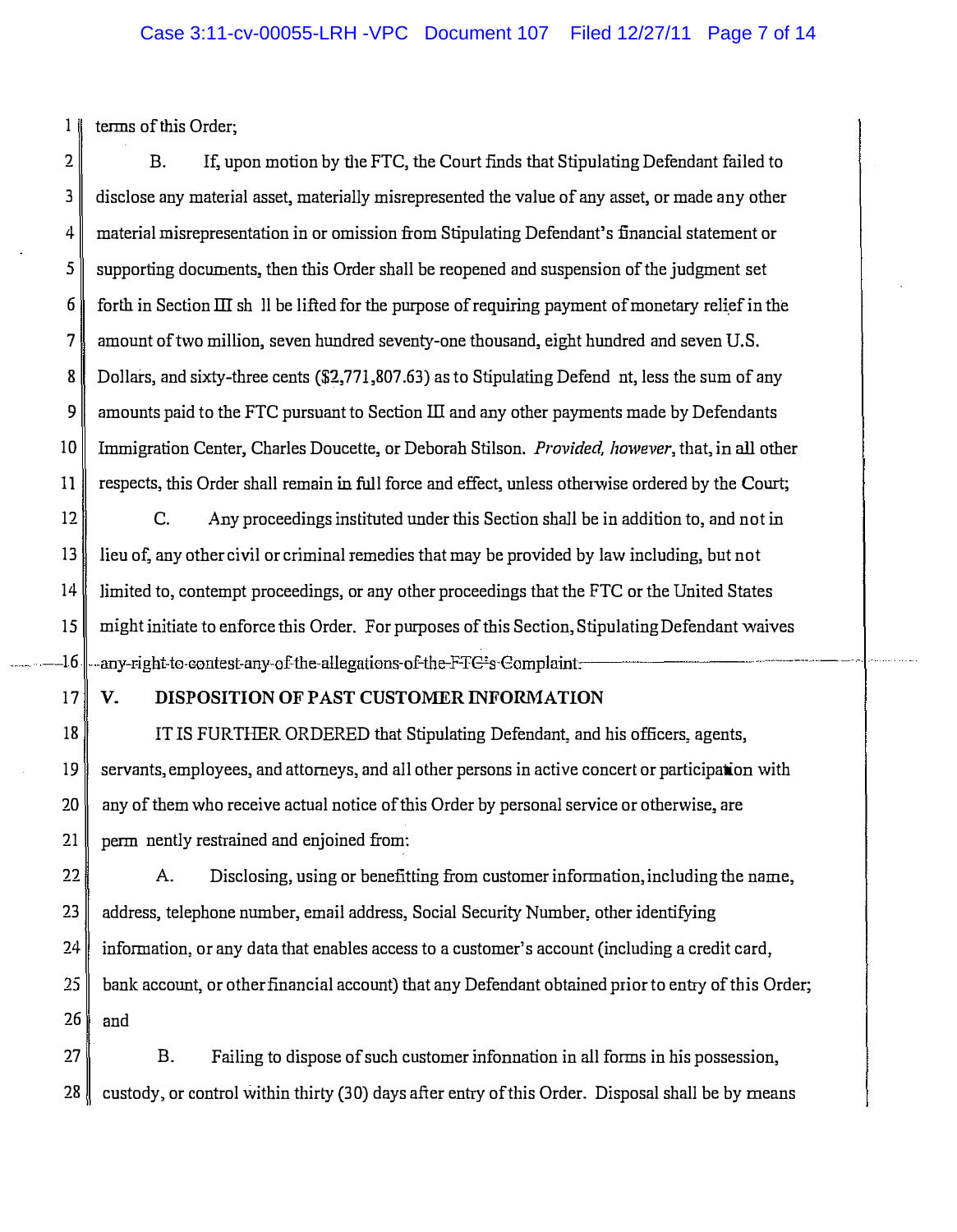terms of this Order;

B. If, upon motion by the FTC, the Court finds that Stipulating Defendant failed to disclose any material asset, materially misrepresented the value of any asset, or made any other material misrepresentation in or omission from Stipulating Defendant's financial statement or supporting documents, then this Order shall be reopened and suspension of the judgment set forth in Section III shall be lifted for the purpose of requiring payment of monetary relief in the amount of two million, seven hundred seventy-one thousand, eight hundred and seven U.S. Dollars, and sixty-three cents ($2,771,807.63) as to Stipulating Defendant, less the sum of any amounts paid to the FTC pursuant to Section III and any other payments made by Defendants Immigration Center, Charles Doucette, or Deborah Stilson. *Provided, however*, that, in all other respects, this Order shall remain in full force and effect, unless otherwise ordered by the Court;

C. Any proceedings instituted under this Section shall be in addition to, and not in lieu of, any other civil or criminal remedies that may be provided by law including, but not limited to, contempt proceedings, or any other proceedings that the FTC or the United States might initiate to enforce this Order. For purposes of this Section, Stipulating Defendant waives any right to contest any of the allegations of the FTC's Complaint.

## V. DISPOSITION OF PAST CUSTOMER INFORMATION

IT IS FURTHER ORDERED that Stipulating Defendant, and his officers, agents, servants, employees, and attorneys, and all other persons in active concert or participation with any of them who receive actual notice of this Order by personal service or otherwise, are permanently restrained and enjoined from:

A. Disclosing, using or benefitting from customer information, including the name, address, telephone number, email address, Social Security Number, other identifying information, or any data that enables access to a customer's account (including a credit card, bank account, or other financial account) that any Defendant obtained prior to entry of this Order; and

B. Failing to dispose of such customer information in all forms in his possession, custody, or control within thirty (30) days after entry of this Order. Disposal shall be by means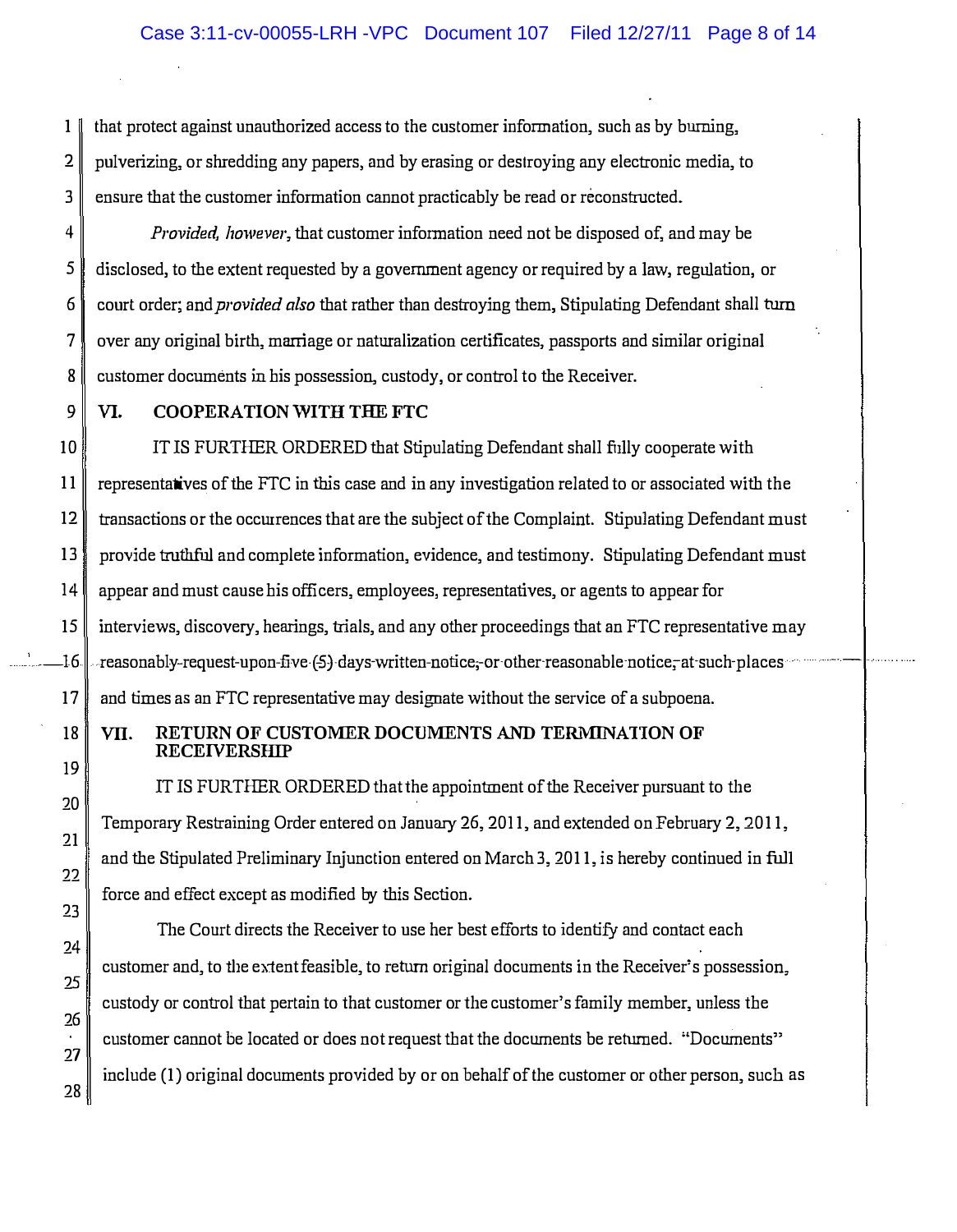that protect against unauthorized access to the customer information, such as by burning, pulverizing, or shredding any papers, and by erasing or destroying any electronic media, to ensure that the customer information cannot practicably be read or reconstructed.

*Provided, however*, that customer information need not be disposed of, and may be disclosed, to the extent requested by a government agency or required by a law, regulation, or court order; and *provided also* that rather than destroying them, Stipulating Defendant shall turn over any original birth, marriage or naturalization certificates, passports and similar original customer documents in his possession, custody, or control to the Receiver.

## VI. COOPERATION WITH THE FTC

IT IS FURTHER ORDERED that Stipulating Defendant shall fully cooperate with representatives of the FTC in this case and in any investigation related to or associated with the transactions or the occurrences that are the subject of the Complaint. Stipulating Defendant must provide truthful and complete information, evidence, and testimony. Stipulating Defendant must appear and must cause his officers, employees, representatives, or agents to appear for interviews, discovery, hearings, trials, and any other proceedings that an FTC representative may reasonably request upon five (5) days written notice, or other reasonable notice, at such places and times as an FTC representative may designate without the service of a subpoena.

## VII. RETURN OF CUSTOMER DOCUMENTS AND TERMINATION OF RECEIVERSHIP

IT IS FURTHER ORDERED that the appointment of the Receiver pursuant to the Temporary Restraining Order entered on January 26, 2011, and extended on February 2, 2011, and the Stipulated Preliminary Injunction entered on March 3, 2011, is hereby continued in full force and effect except as modified by this Section.

The Court directs the Receiver to use her best efforts to identify and contact each customer and, to the extent feasible, to return original documents in the Receiver's possession, custody or control that pertain to that customer or the customer's family member, unless the customer cannot be located or does not request that the documents be returned. "Documents" include (1) original documents provided by or on behalf of the customer or other person, such as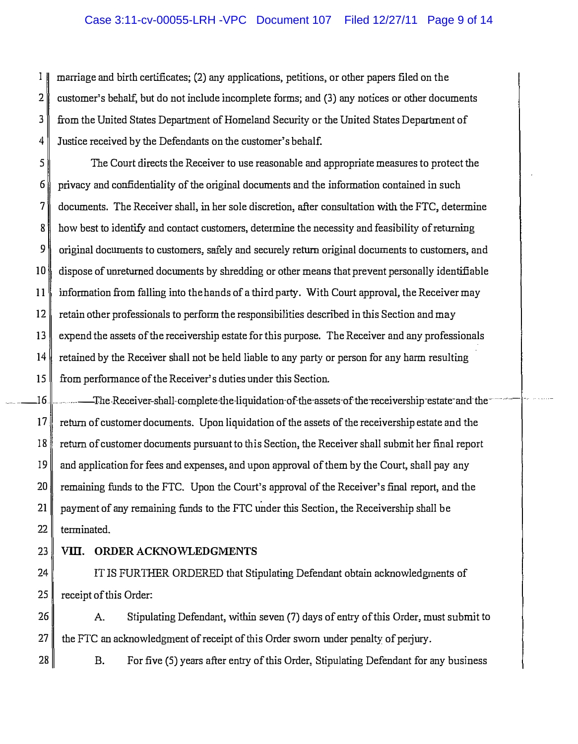marriage and birth certificates; (2) any applications, petitions, or other papers filed on the customer's behalf, but do not include incomplete forms; and (3) any notices or other documents from the United States Department of Homeland Security or the United States Department of Justice received by the Defendants on the customer's behalf.

The Court directs the Receiver to use reasonable and appropriate measures to protect the privacy and confidentiality of the original documents and the information contained in such documents. The Receiver shall, in her sole discretion, after consultation with the FTC, determine how best to identify and contact customers, determine the necessity and feasibility of returning original documents to customers, safely and securely return original documents to customers, and dispose of unreturned documents by shredding or other means that prevent personally identifiable information from falling into the hands of a third party. With Court approval, the Receiver may retain other professionals to perform the responsibilities described in this Section and may expend the assets of the receivership estate for this purpose. The Receiver and any professionals retained by the Receiver shall not be held liable to any party or person for any harm resulting from performance of the Receiver's duties under this Section.

The Receiver shall complete the liquidation of the assets of the receivership estate and the return of customer documents. Upon liquidation of the assets of the receivership estate and the return of customer documents pursuant to this Section, the Receiver shall submit her final report and application for fees and expenses, and upon approval of them by the Court, shall pay any remaining funds to the FTC. Upon the Court's approval of the Receiver's final report, and the payment of any remaining funds to the FTC under this Section, the Receivership shall be terminated.

## VIII. ORDER ACKNOWLEDGMENTS

IT IS FURTHER ORDERED that Stipulating Defendant obtain acknowledgments of receipt of this Order:

A. Stipulating Defendant, within seven (7) days of entry of this Order, must submit to the FTC an acknowledgment of receipt of this Order sworn under penalty of perjury.

B. For five (5) years after entry of this Order, Stipulating Defendant for any business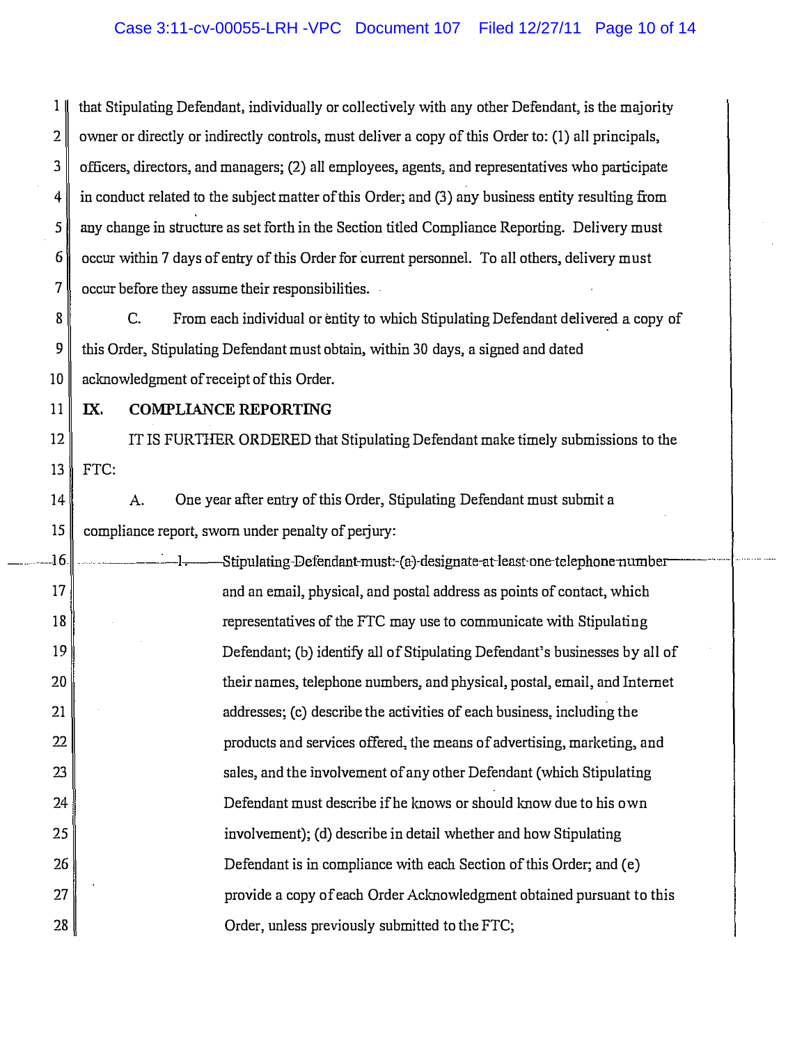that Stipulating Defendant, individually or collectively with any other Defendant, is the majority owner or directly or indirectly controls, must deliver a copy of this Order to: (1) all principals, officers, directors, and managers; (2) all employees, agents, and representatives who participate in conduct related to the subject matter of this Order; and (3) any business entity resulting from any change in structure as set forth in the Section titled Compliance Reporting. Delivery must occur within 7 days of entry of this Order for current personnel. To all others, delivery must occur before they assume their responsibilities.

C. From each individual or entity to which Stipulating Defendant delivered a copy of this Order, Stipulating Defendant must obtain, within 30 days, a signed and dated acknowledgment of receipt of this Order.

## IX. COMPLIANCE REPORTING

IT IS FURTHER ORDERED that Stipulating Defendant make timely submissions to the FTC:

A. One year after entry of this Order, Stipulating Defendant must submit a compliance report, sworn under penalty of perjury:

1. Stipulating Defendant must: (a) designate at least one telephone number and an email, physical, and postal address as points of contact, which representatives of the FTC may use to communicate with Stipulating Defendant; (b) identify all of Stipulating Defendant's businesses by all of their names, telephone numbers, and physical, postal, email, and Internet addresses; (c) describe the activities of each business, including the products and services offered, the means of advertising, marketing, and sales, and the involvement of any other Defendant (which Stipulating Defendant must describe if he knows or should know due to his own involvement); (d) describe in detail whether and how Stipulating Defendant is in compliance with each Section of this Order; and (e) provide a copy of each Order Acknowledgment obtained pursuant to this Order, unless previously submitted to the FTC;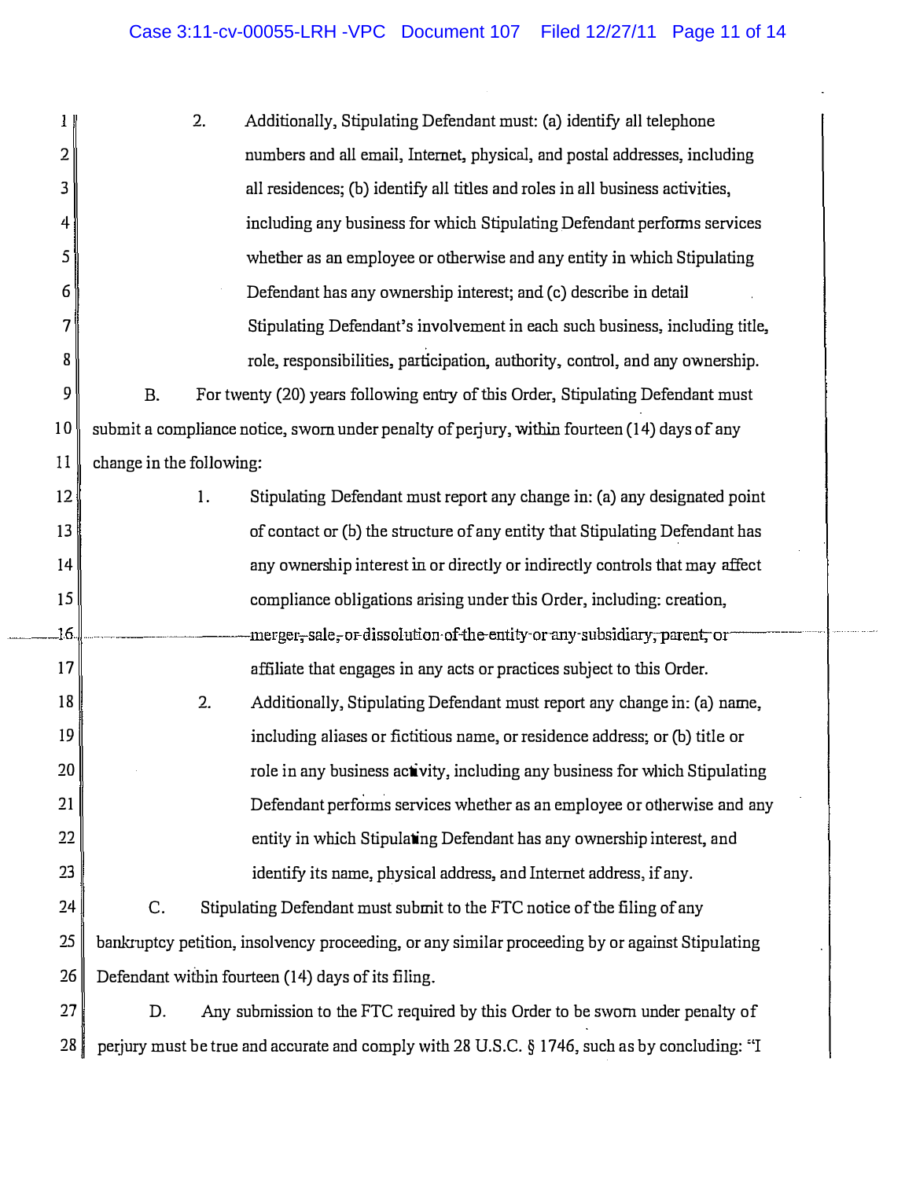2. Additionally, Stipulating Defendant must: (a) identify all telephone numbers and all email, Internet, physical, and postal addresses, including all residences; (b) identify all titles and roles in all business activities, including any business for which Stipulating Defendant performs services whether as an employee or otherwise and any entity in which Stipulating Defendant has any ownership interest; and (c) describe in detail Stipulating Defendant's involvement in each such business, including title, role, responsibilities, participation, authority, control, and any ownership.

B. For twenty (20) years following entry of this Order, Stipulating Defendant must submit a compliance notice, sworn under penalty of perjury, within fourteen (14) days of any change in the following:

1. Stipulating Defendant must report any change in: (a) any designated point of contact or (b) the structure of any entity that Stipulating Defendant has any ownership interest in or directly or indirectly controls that may affect compliance obligations arising under this Order, including: creation, merger, sale, or dissolution of the entity or any subsidiary, parent, or affiliate that engages in any acts or practices subject to this Order.

2. Additionally, Stipulating Defendant must report any change in: (a) name, including aliases or fictitious name, or residence address; or (b) title or role in any business activity, including any business for which Stipulating Defendant performs services whether as an employee or otherwise and any entity in which Stipulating Defendant has any ownership interest, and identify its name, physical address, and Internet address, if any.

C. Stipulating Defendant must submit to the FTC notice of the filing of any bankruptcy petition, insolvency proceeding, or any similar proceeding by or against Stipulating Defendant within fourteen (14) days of its filing.

D. Any submission to the FTC required by this Order to be sworn under penalty of perjury must be true and accurate and comply with 28 U.S.C. § 1746, such as by concluding: "I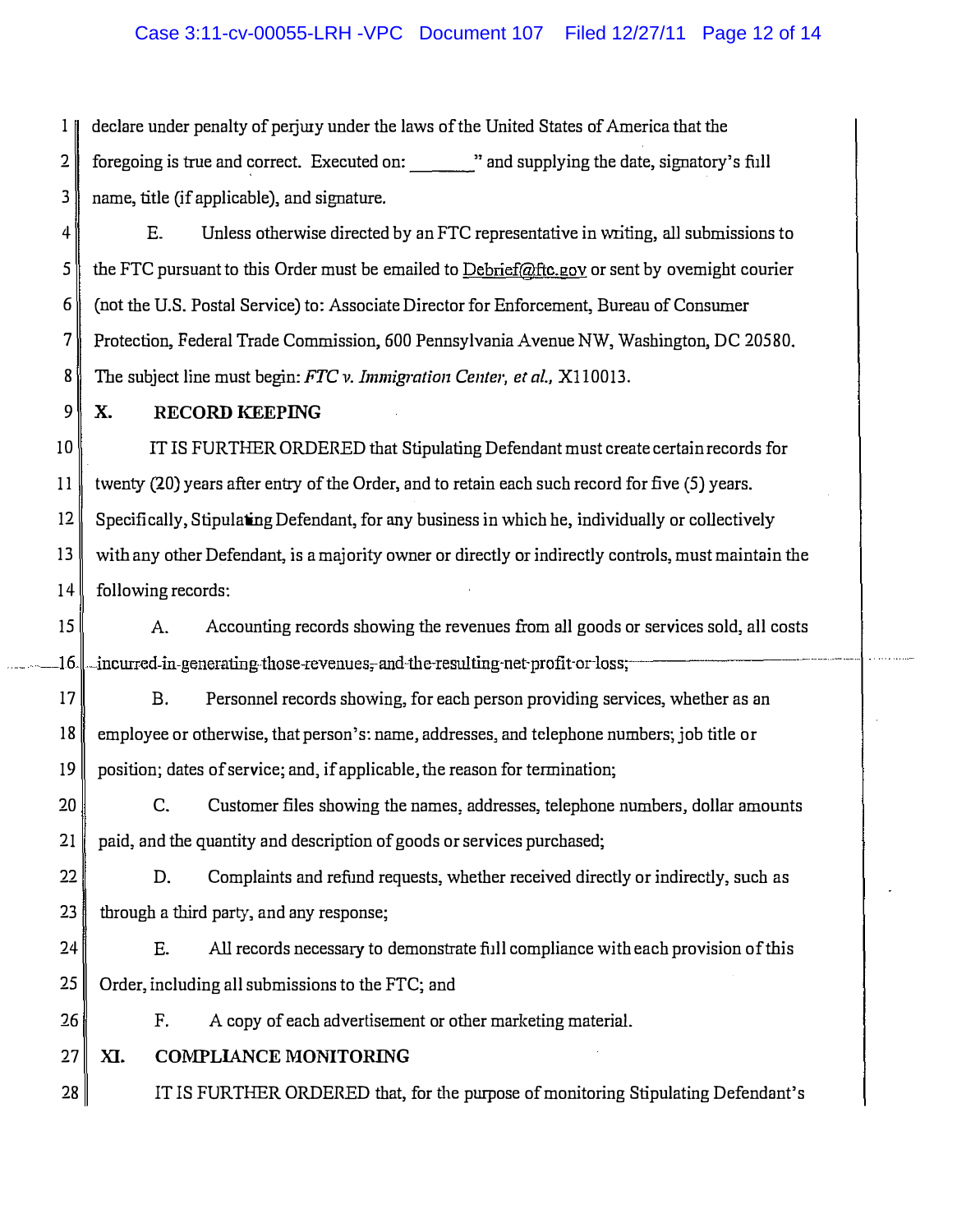declare under penalty of perjury under the laws of the United States of America that the foregoing is true and correct. Executed on: _______" and supplying the date, signatory's full name, title (if applicable), and signature.

E. Unless otherwise directed by an FTC representative in writing, all submissions to the FTC pursuant to this Order must be emailed to Debrief@ftc.gov or sent by overnight courier (not the U.S. Postal Service) to: Associate Director for Enforcement, Bureau of Consumer Protection, Federal Trade Commission, 600 Pennsylvania Avenue NW, Washington, DC 20580. The subject line must begin: *FTC v. Immigration Center, et al.,* X110013.

## X. RECORD KEEPING

IT IS FURTHER ORDERED that Stipulating Defendant must create certain records for twenty (20) years after entry of the Order, and to retain each such record for five (5) years. Specifically, Stipulating Defendant, for any business in which he, individually or collectively with any other Defendant, is a majority owner or directly or indirectly controls, must maintain the following records:

A. Accounting records showing the revenues from all goods or services sold, all costs incurred in generating those revenues, and the resulting net profit or loss;

B. Personnel records showing, for each person providing services, whether as an employee or otherwise, that person's: name, addresses, and telephone numbers; job title or position; dates of service; and, if applicable, the reason for termination;

C. Customer files showing the names, addresses, telephone numbers, dollar amounts paid, and the quantity and description of goods or services purchased;

D. Complaints and refund requests, whether received directly or indirectly, such as through a third party, and any response;

E. All records necessary to demonstrate full compliance with each provision of this Order, including all submissions to the FTC; and

F. A copy of each advertisement or other marketing material.

## XI. COMPLIANCE MONITORING

IT IS FURTHER ORDERED that, for the purpose of monitoring Stipulating Defendant's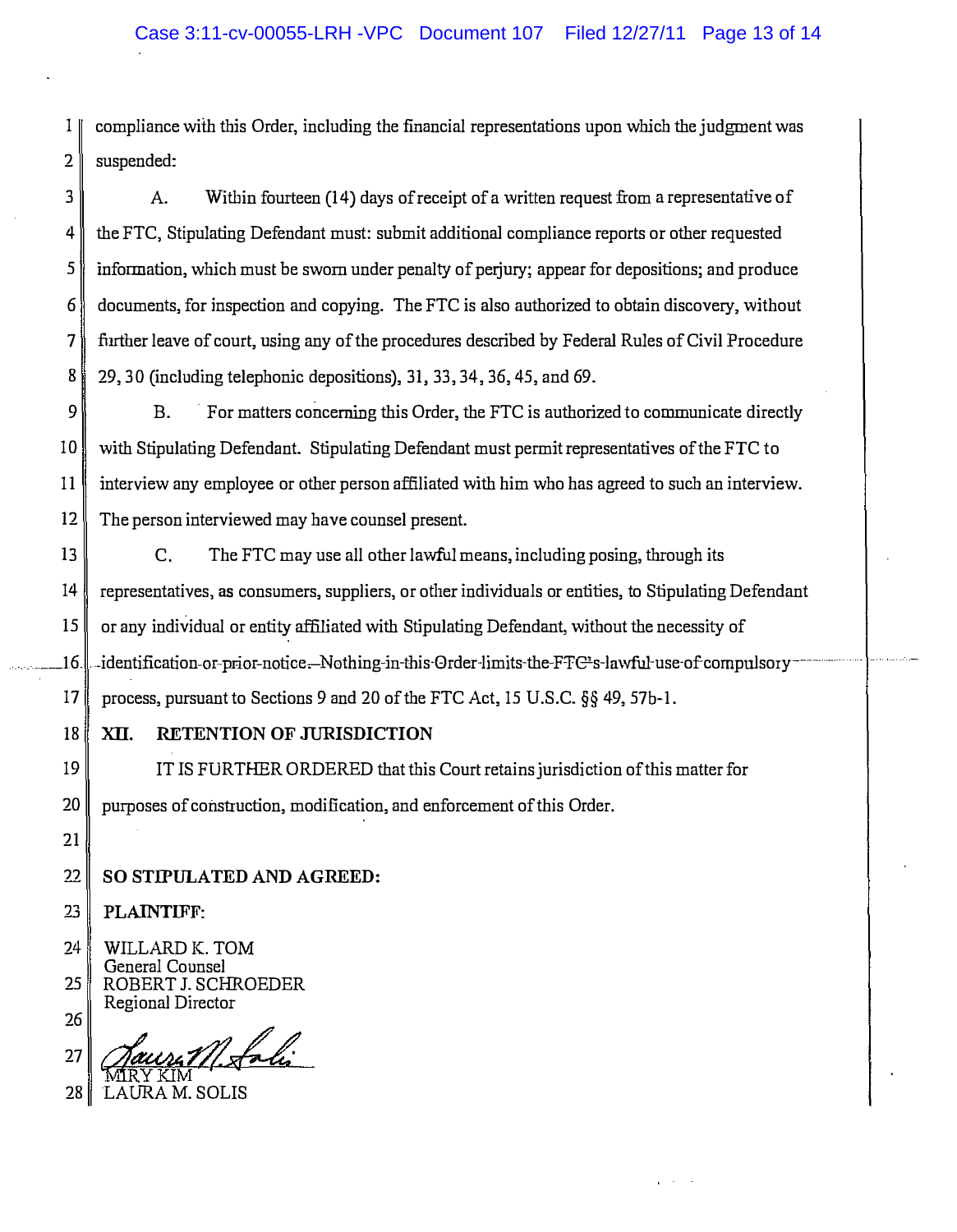compliance with this Order, including the financial representations upon which the judgment was suspended:

A. Within fourteen (14) days of receipt of a written request from a representative of the FTC, Stipulating Defendant must: submit additional compliance reports or other requested information, which must be sworn under penalty of perjury; appear for depositions; and produce documents, for inspection and copying. The FTC is also authorized to obtain discovery, without further leave of court, using any of the procedures described by Federal Rules of Civil Procedure 29, 30 (including telephonic depositions), 31, 33, 34, 36, 45, and 69.

B. For matters concerning this Order, the FTC is authorized to communicate directly with Stipulating Defendant. Stipulating Defendant must permit representatives of the FTC to interview any employee or other person affiliated with him who has agreed to such an interview. The person interviewed may have counsel present.

C. The FTC may use all other lawful means, including posing, through its representatives, as consumers, suppliers, or other individuals or entities, to Stipulating Defendant or any individual or entity affiliated with Stipulating Defendant, without the necessity of identification or prior notice. Nothing in this Order limits the FTC's lawful use of compulsory process, pursuant to Sections 9 and 20 of the FTC Act, 15 U.S.C. §§ 49, 57b-1.

## XII. RETENTION OF JURISDICTION

IT IS FURTHER ORDERED that this Court retains jurisdiction of this matter for purposes of construction, modification, and enforcement of this Order.

**SO STIPULATED AND AGREED:**

**PLAINTIFF:**

WILLARD K. TOM
General Counsel
ROBERT J. SCHROEDER
Regional Director

MIRY KIM
LAURA M. SOLIS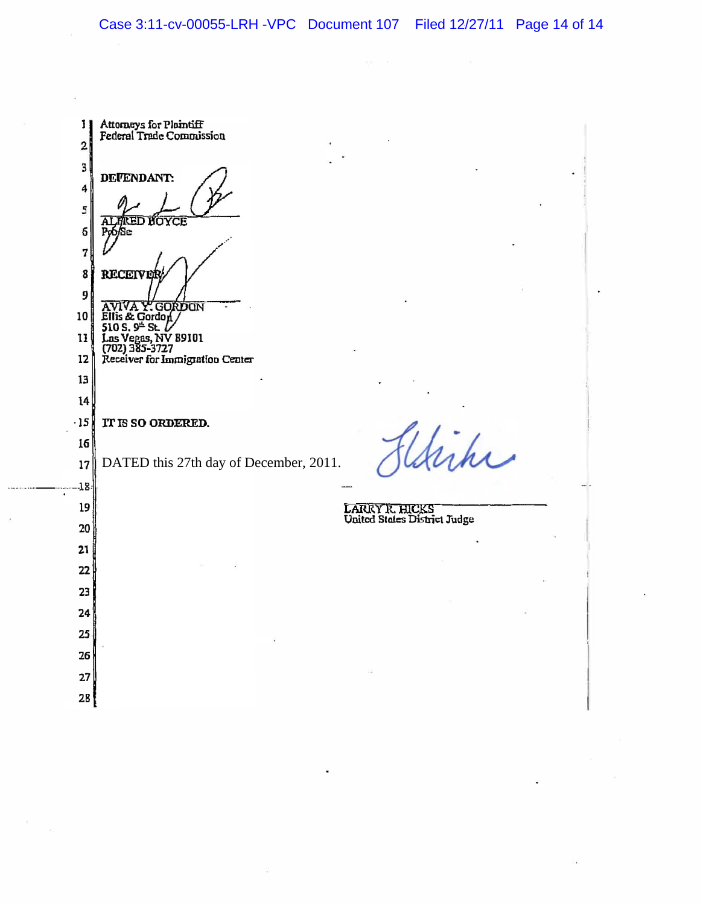Attorneys for Plaintiff
Federal Trade Commission

**DEFENDANT:**

ALFRED BOYCE
Pro Se

**RECEIVER:**

AVIVA Y. GORDON
Ellis & Gordon
510 S. 9th St.
Las Vegas, NV 89101
(702) 385-3727
Receiver for Immigration Center

**IT IS SO ORDERED.**

DATED this 27th day of December, 2011.

LARRY R. HICKS
United States District Judge